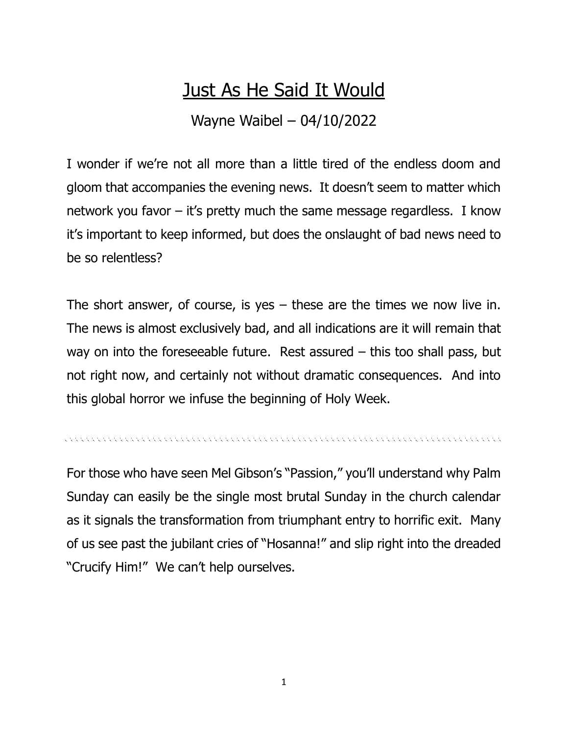# Just As He Said It Would

Wayne Waibel – 04/10/2022

I wonder if we're not all more than a little tired of the endless doom and gloom that accompanies the evening news. It doesn't seem to matter which network you favor – it's pretty much the same message regardless. I know it's important to keep informed, but does the onslaught of bad news need to be so relentless?

The short answer, of course, is yes – these are the times we now live in. The news is almost exclusively bad, and all indications are it will remain that way on into the foreseeable future. Rest assured – this too shall pass, but not right now, and certainly not without dramatic consequences. And into this global horror we infuse the beginning of Holy Week.

---

For those who have seen Mel Gibson's "Passion," you'll understand why Palm Sunday can easily be the single most brutal Sunday in the church calendar as it signals the transformation from triumphant entry to horrific exit. Many of us see past the jubilant cries of "Hosanna!" and slip right into the dreaded "Crucify Him!" We can't help ourselves.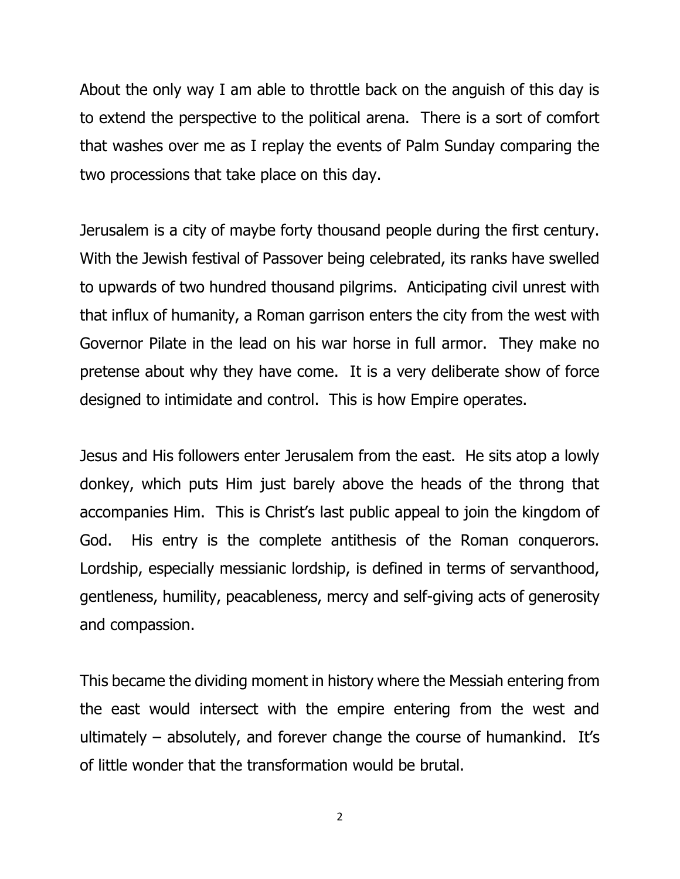About the only way I am able to throttle back on the anguish of this day is to extend the perspective to the political arena. There is a sort of comfort that washes over me as I replay the events of Palm Sunday comparing the two processions that take place on this day.

Jerusalem is a city of maybe forty thousand people during the first century. With the Jewish festival of Passover being celebrated, its ranks have swelled to upwards of two hundred thousand pilgrims. Anticipating civil unrest with that influx of humanity, a Roman garrison enters the city from the west with Governor Pilate in the lead on his war horse in full armor. They make no pretense about why they have come. It is a very deliberate show of force designed to intimidate and control. This is how Empire operates.

Jesus and His followers enter Jerusalem from the east. He sits atop a lowly donkey, which puts Him just barely above the heads of the throng that accompanies Him. This is Christ's last public appeal to join the kingdom of God. His entry is the complete antithesis of the Roman conquerors. Lordship, especially messianic lordship, is defined in terms of servanthood, gentleness, humility, peacableness, mercy and self-giving acts of generosity and compassion.

This became the dividing moment in history where the Messiah entering from the east would intersect with the empire entering from the west and ultimately – absolutely, and forever change the course of humankind. It's of little wonder that the transformation would be brutal.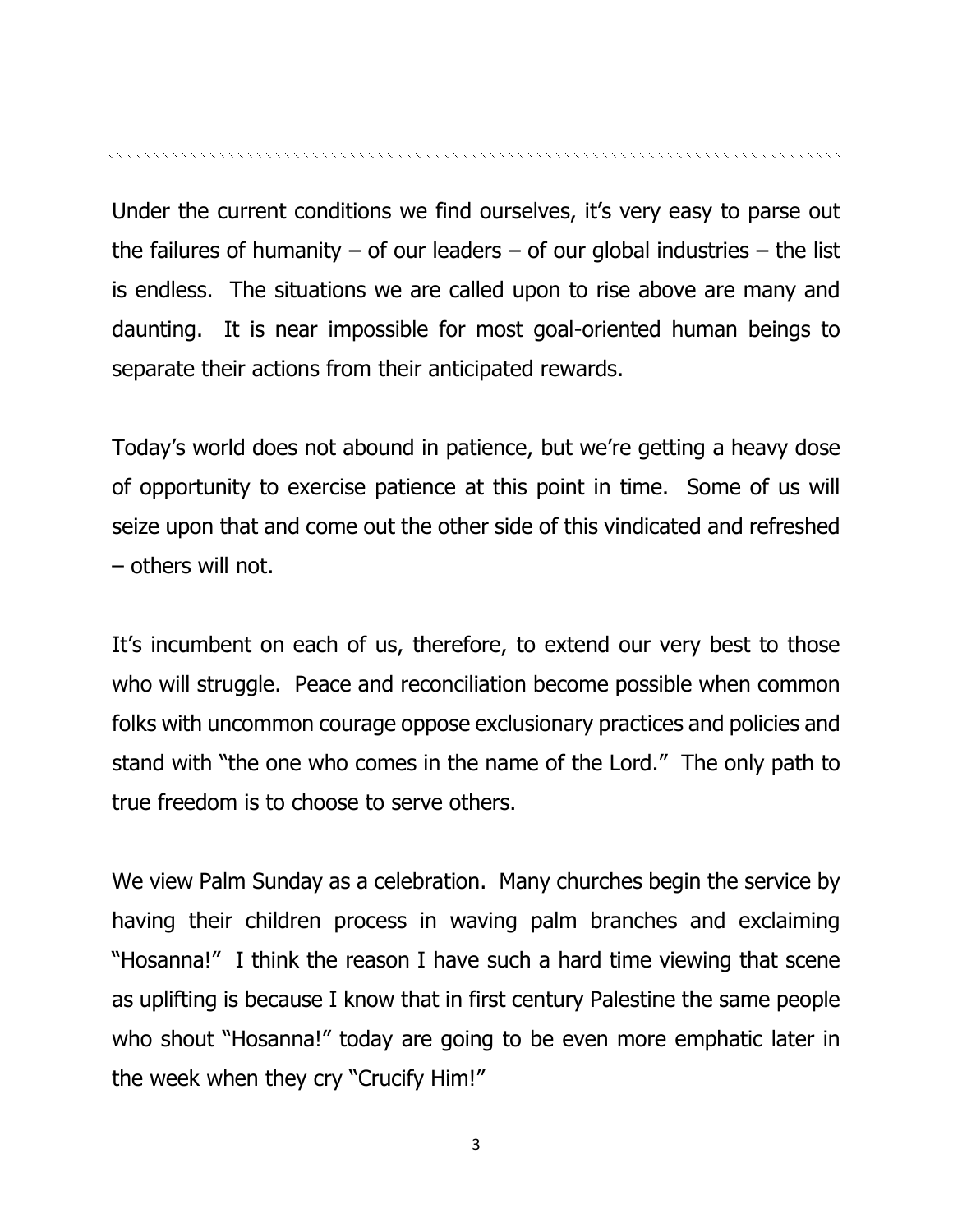Under the current conditions we find ourselves, it's very easy to parse out the failures of humanity – of our leaders – of our global industries – the list is endless. The situations we are called upon to rise above are many and daunting. It is near impossible for most goal-oriented human beings to separate their actions from their anticipated rewards.

Today's world does not abound in patience, but we're getting a heavy dose of opportunity to exercise patience at this point in time. Some of us will seize upon that and come out the other side of this vindicated and refreshed – others will not.

It's incumbent on each of us, therefore, to extend our very best to those who will struggle. Peace and reconciliation become possible when common folks with uncommon courage oppose exclusionary practices and policies and stand with "the one who comes in the name of the Lord." The only path to true freedom is to choose to serve others.

We view Palm Sunday as a celebration. Many churches begin the service by having their children process in waving palm branches and exclaiming "Hosanna!" I think the reason I have such a hard time viewing that scene as uplifting is because I know that in first century Palestine the same people who shout "Hosanna!" today are going to be even more emphatic later in the week when they cry "Crucify Him!"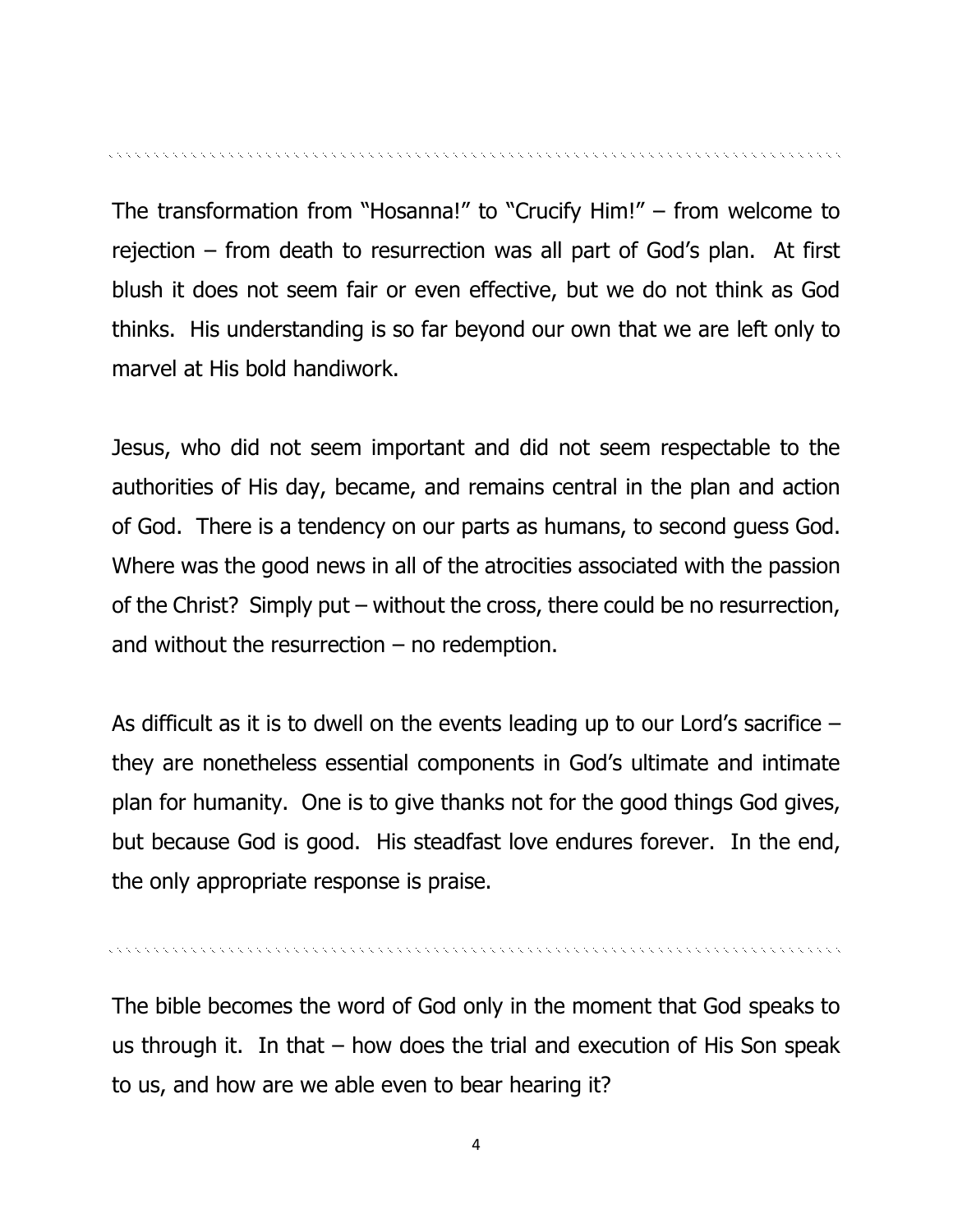---

The transformation from "Hosanna!" to "Crucify Him!" – from welcome to rejection – from death to resurrection was all part of God's plan. At first blush it does not seem fair or even effective, but we do not think as God thinks. His understanding is so far beyond our own that we are left only to marvel at His bold handiwork.

Jesus, who did not seem important and did not seem respectable to the authorities of His day, became, and remains central in the plan and action of God. There is a tendency on our parts as humans, to second guess God. Where was the good news in all of the atrocities associated with the passion of the Christ? Simply put – without the cross, there could be no resurrection, and without the resurrection – no redemption.

As difficult as it is to dwell on the events leading up to our Lord's sacrifice – they are nonetheless essential components in God's ultimate and intimate plan for humanity. One is to give thanks not for the good things God gives, but because God is good. His steadfast love endures forever. In the end, the only appropriate response is praise.

---

The bible becomes the word of God only in the moment that God speaks to us through it. In that – how does the trial and execution of His Son speak to us, and how are we able even to bear hearing it?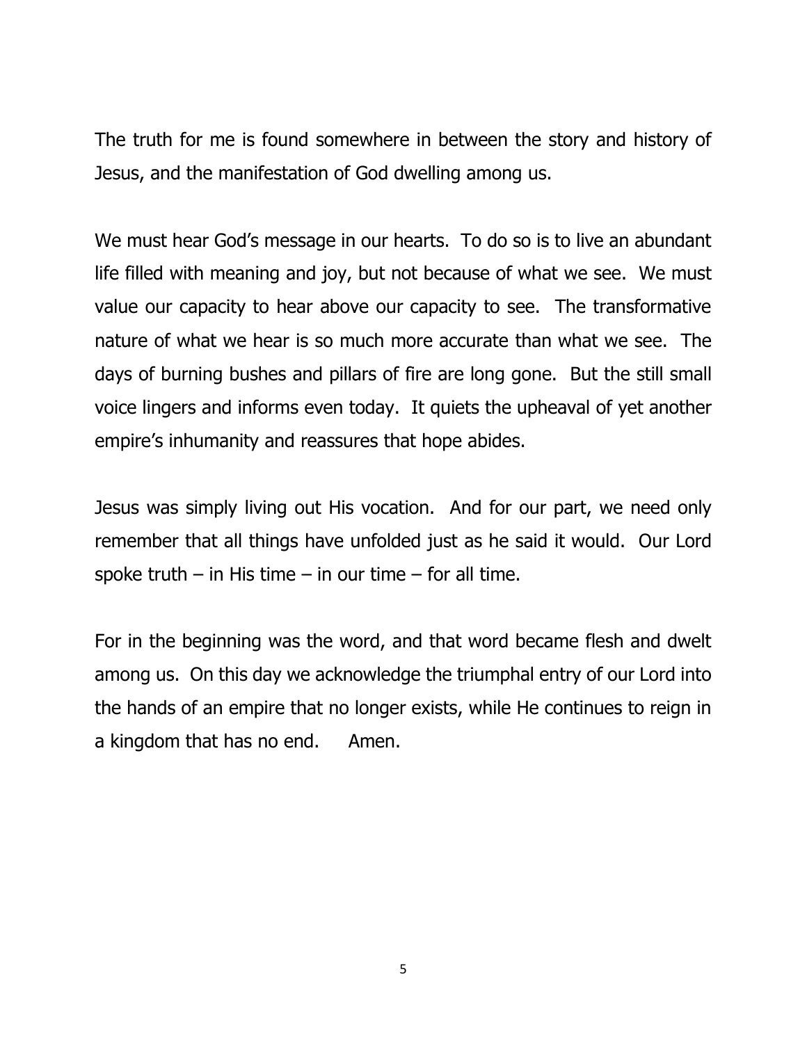The truth for me is found somewhere in between the story and history of Jesus, and the manifestation of God dwelling among us.

We must hear God's message in our hearts. To do so is to live an abundant life filled with meaning and joy, but not because of what we see. We must value our capacity to hear above our capacity to see. The transformative nature of what we hear is so much more accurate than what we see. The days of burning bushes and pillars of fire are long gone. But the still small voice lingers and informs even today. It quiets the upheaval of yet another empire's inhumanity and reassures that hope abides.

Jesus was simply living out His vocation. And for our part, we need only remember that all things have unfolded just as he said it would. Our Lord spoke truth – in His time – in our time – for all time.

For in the beginning was the word, and that word became flesh and dwelt among us. On this day we acknowledge the triumphal entry of our Lord into the hands of an empire that no longer exists, while He continues to reign in a kingdom that has no end. Amen.